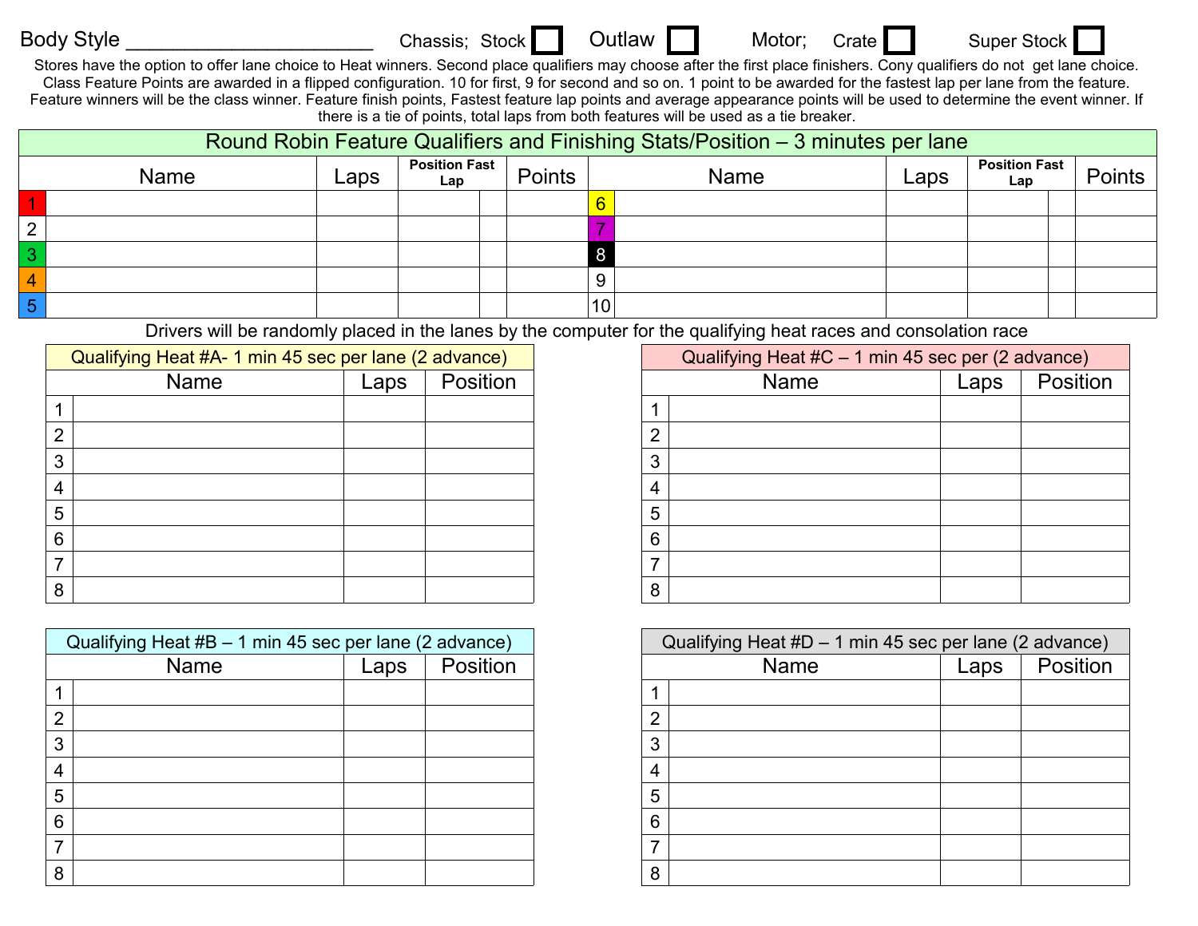Body Style ______________________ Chassis; Stock ☐ Outlaw ☐ Motor; Crate ☐ Super Stock ☐

Stores have the option to offer lane choice to Heat winners. Second place qualifiers may choose after the first place finishers. Cony qualifiers do not get lane choice. Class Feature Points are awarded in a flipped configuration. 10 for first, 9 for second and so on. 1 point to be awarded for the fastest lap per lane from the feature. Feature winners will be the class winner. Feature finish points, Fastest feature lap points and average appearance points will be used to determine the event winner. If there is a tie of points, total laps from both features will be used as a tie breaker.

**Round Robin Feature Qualifiers and Finishing Stats/Position – 3 minutes per lane**

| | Name | Laps | Position Fast Lap | | Points | | Name | Laps | Position Fast Lap | | Points |
|---|---|---|---|---|---|---|---|---|---|---|---|
| 1 | | | | | | 6 | | | | | |
| 2 | | | | | | 7 | | | | | |
| 3 | | | | | | 8 | | | | | |
| 4 | | | | | | 9 | | | | | |
| 5 | | | | | | 10 | | | | | |

Drivers will be randomly placed in the lanes by the computer for the qualifying heat races and consolation race

**Qualifying Heat #A- 1 min 45 sec per lane (2 advance)**

| | Name | Laps | Position |
|---|---|---|---|
| 1 | | | |
| 2 | | | |
| 3 | | | |
| 4 | | | |
| 5 | | | |
| 6 | | | |
| 7 | | | |
| 8 | | | |

**Qualifying Heat #C – 1 min 45 sec per (2 advance)**

| | Name | Laps | Position |
|---|---|---|---|
| 1 | | | |
| 2 | | | |
| 3 | | | |
| 4 | | | |
| 5 | | | |
| 6 | | | |
| 7 | | | |
| 8 | | | |

**Qualifying Heat #B – 1 min 45 sec per lane (2 advance)**

| | Name | Laps | Position |
|---|---|---|---|
| 1 | | | |
| 2 | | | |
| 3 | | | |
| 4 | | | |
| 5 | | | |
| 6 | | | |
| 7 | | | |
| 8 | | | |

**Qualifying Heat #D – 1 min 45 sec per lane (2 advance)**

| | Name | Laps | Position |
|---|---|---|---|
| 1 | | | |
| 2 | | | |
| 3 | | | |
| 4 | | | |
| 5 | | | |
| 6 | | | |
| 7 | | | |
| 8 | | | |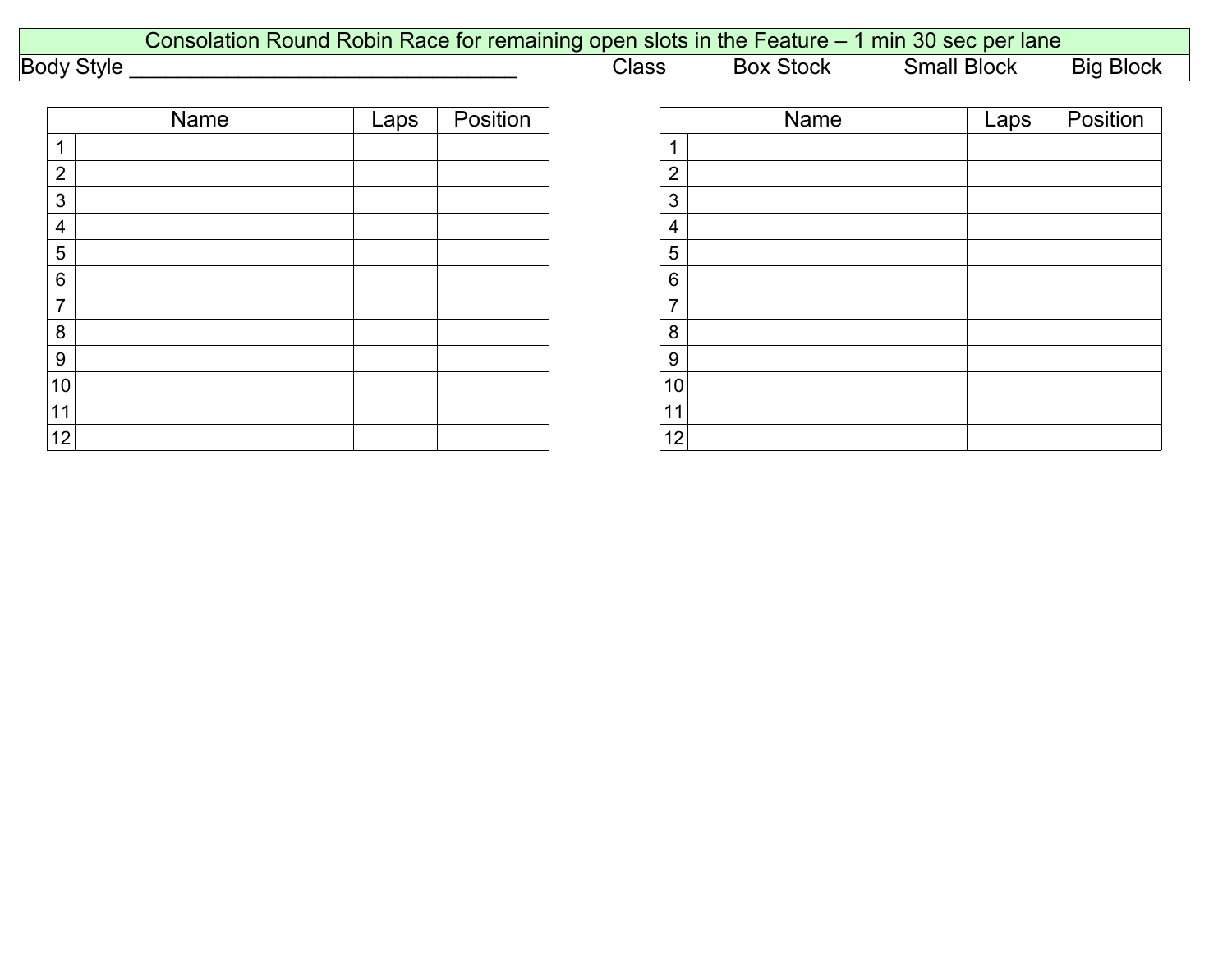| Consolation Round Robin Race for remaining open slots in the Feature – 1 min 30 sec per lane | | | | |
|---|---|---|---|---|
| Body Style ________________________________ | Class | Box Stock | Small Block | Big Block |

| | Name | Laps | Position |
|---|---|---|---|
| 1 | | | |
| 2 | | | |
| 3 | | | |
| 4 | | | |
| 5 | | | |
| 6 | | | |
| 7 | | | |
| 8 | | | |
| 9 | | | |
| 10 | | | |
| 11 | | | |
| 12 | | | |

| | Name | Laps | Position |
|---|---|---|---|
| 1 | | | |
| 2 | | | |
| 3 | | | |
| 4 | | | |
| 5 | | | |
| 6 | | | |
| 7 | | | |
| 8 | | | |
| 9 | | | |
| 10 | | | |
| 11 | | | |
| 12 | | | |